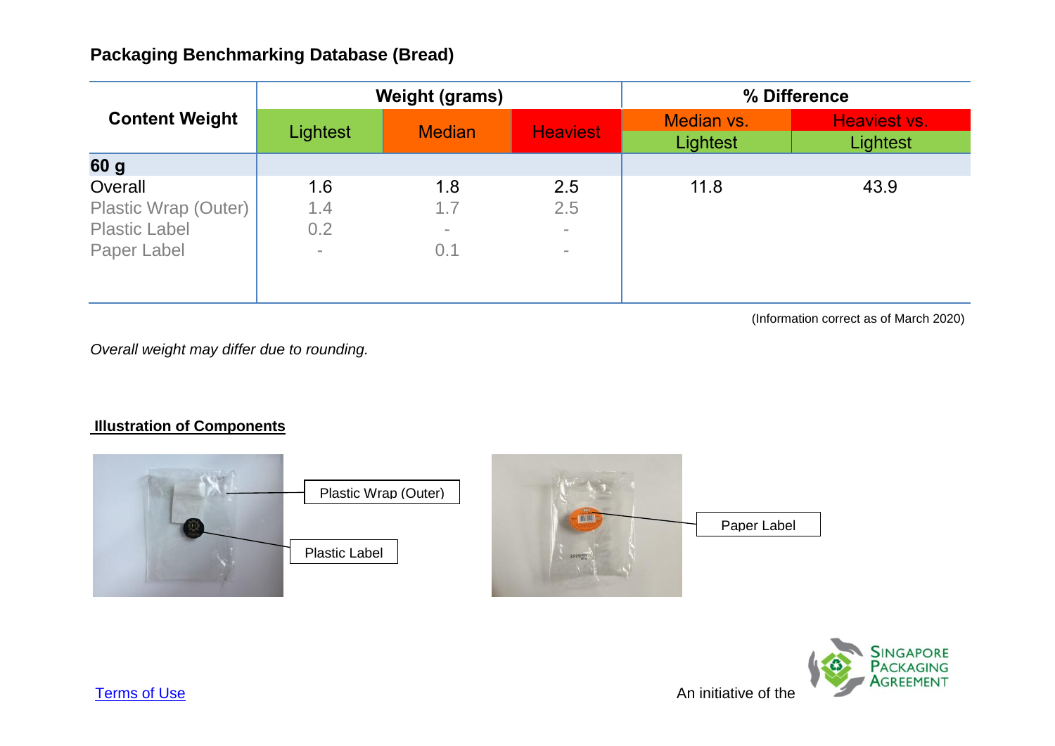# Packaging Benchmarking Database (Bread)

| Content Weight | Weight (grams) | | | % Difference | |
|---|---|---|---|---|---|
| | Lightest | Median | Heaviest | Median vs. Lightest | Heaviest vs. Lightest |
| **60 g** | | | | | |
| Overall | 1.6 | 1.8 | 2.5 | 11.8 | 43.9 |
| Plastic Wrap (Outer) | 1.4 | 1.7 | 2.5 | | |
| Plastic Label | 0.2 | - | - | | |
| Paper Label | - | 0.1 | - | | |

(Information correct as of March 2020)

*Overall weight may differ due to rounding.*

**Illustration of Components**

Plastic Wrap (Outer)

Plastic Label

Paper Label

Terms of Use

An initiative of the Singapore Packaging Agreement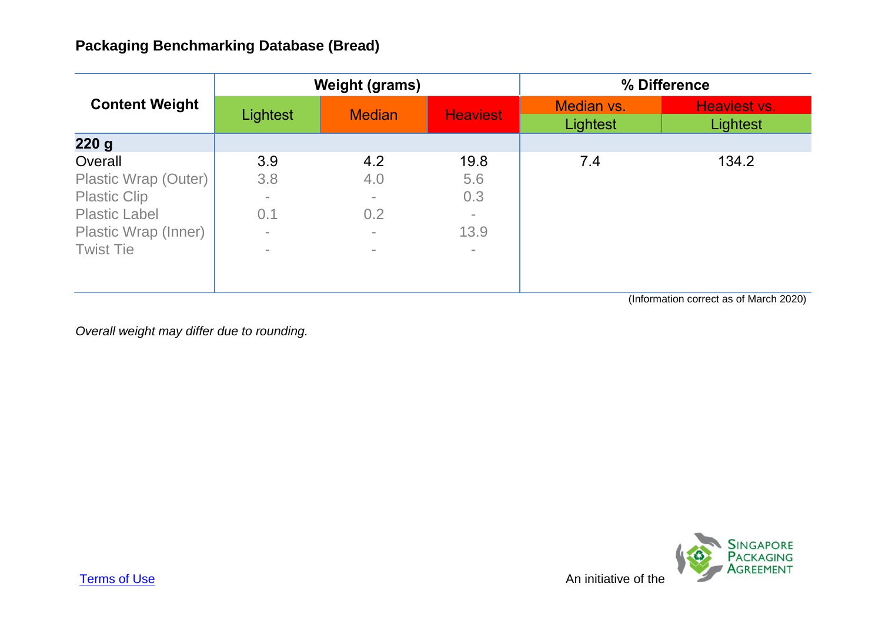## Packaging Benchmarking Database (Bread)

| Content Weight | Weight (grams) | | | % Difference | |
|---|---|---|---|---|---|
| | Lightest | Median | Heaviest | Median vs. Lightest | Heaviest vs. Lightest |
| **220 g** | | | | | |
| Overall | 3.9 | 4.2 | 19.8 | 7.4 | 134.2 |
| Plastic Wrap (Outer) | 3.8 | 4.0 | 5.6 | | |
| Plastic Clip | - | - | 0.3 | | |
| Plastic Label | 0.1 | 0.2 | - | | |
| Plastic Wrap (Inner) | - | - | 13.9 | | |
| Twist Tie | - | - | - | | |

(Information correct as of March 2020)

*Overall weight may differ due to rounding.*

Terms of Use

An initiative of the Singapore Packaging Agreement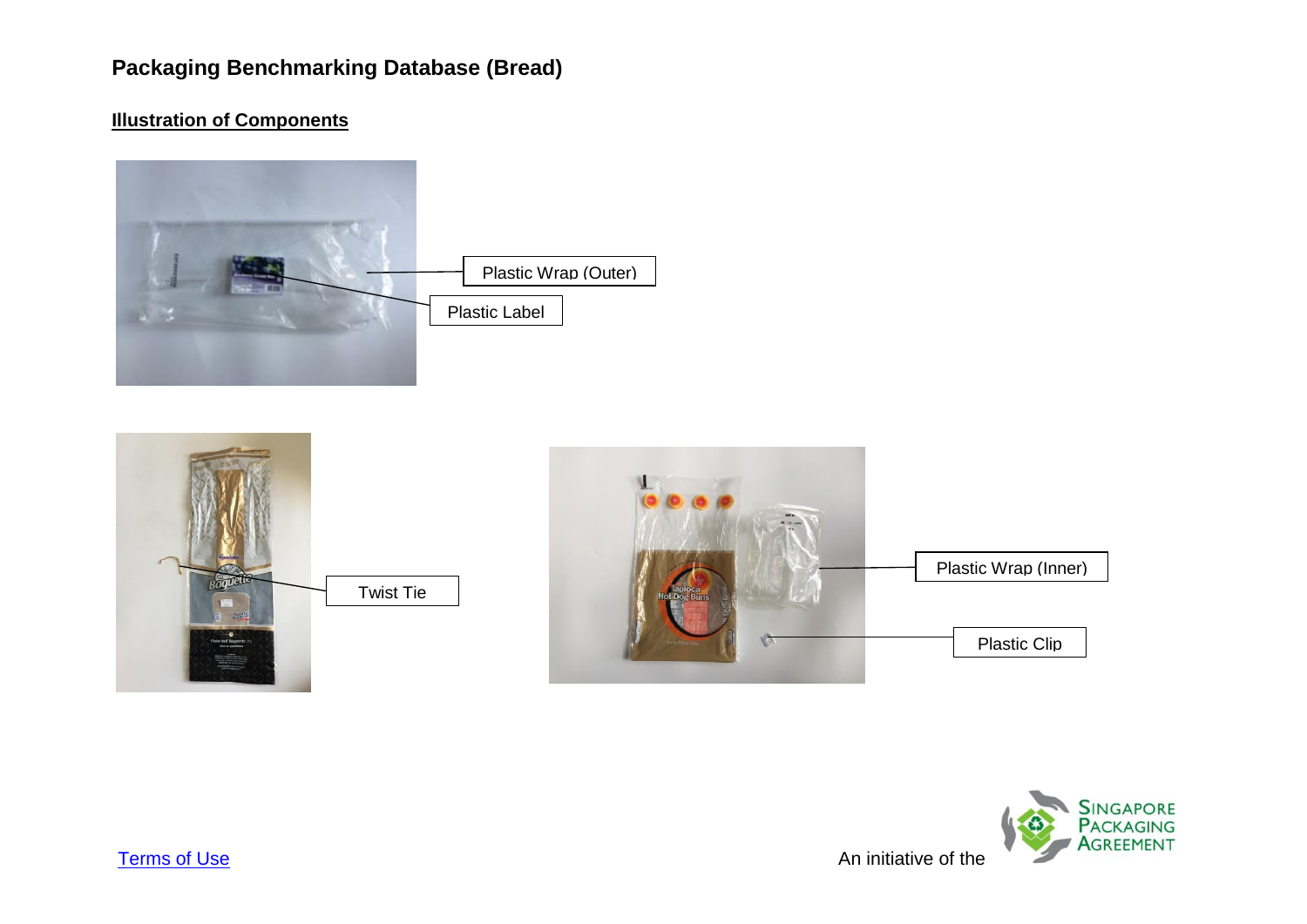# Packaging Benchmarking Database (Bread)

## Illustration of Components

Plastic Wrap (Outer)

Plastic Label

Twist Tie

Plastic Wrap (Inner)

Plastic Clip

Terms of Use

An initiative of the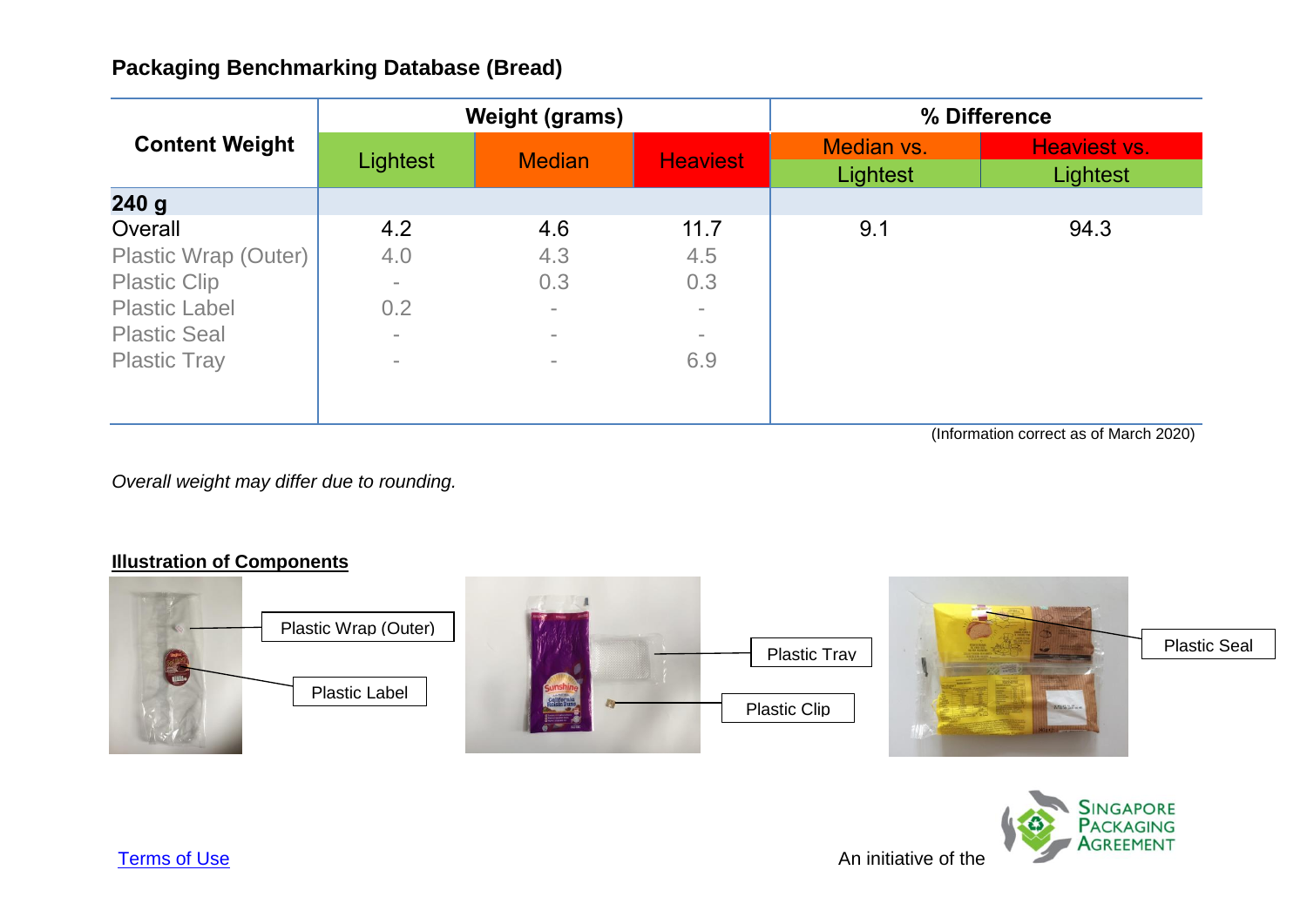## Packaging Benchmarking Database (Bread)

| Content Weight | Weight (grams) | | | % Difference | |
|---|---|---|---|---|---|
| | Lightest | Median | Heaviest | Median vs. Lightest | Heaviest vs. Lightest |
| **240 g** | | | | | |
| Overall | 4.2 | 4.6 | 11.7 | 9.1 | 94.3 |
| Plastic Wrap (Outer) | 4.0 | 4.3 | 4.5 | | |
| Plastic Clip | - | 0.3 | 0.3 | | |
| Plastic Label | 0.2 | - | - | | |
| Plastic Seal | - | - | - | | |
| Plastic Tray | - | - | 6.9 | | |

(Information correct as of March 2020)

*Overall weight may differ due to rounding.*

**Illustration of Components**

Plastic Wrap (Outer)

Plastic Label

Plastic Tray

Plastic Clip

Plastic Seal

Terms of Use

An initiative of the Singapore Packaging Agreement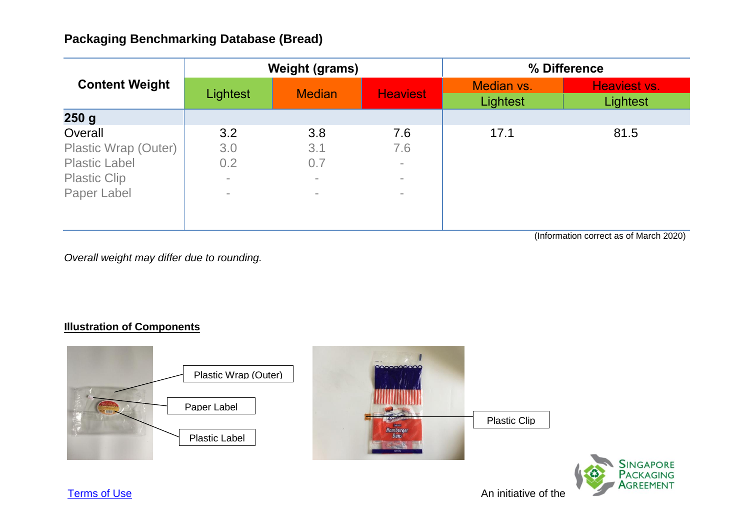## Packaging Benchmarking Database (Bread)

| Content Weight | Weight (grams) | | | % Difference | |
|---|---|---|---|---|---|
| | Lightest | Median | Heaviest | Median vs. Lightest | Heaviest vs. Lightest |
| **250 g** | | | | | |
| Overall | 3.2 | 3.8 | 7.6 | 17.1 | 81.5 |
| Plastic Wrap (Outer) | 3.0 | 3.1 | 7.6 | | |
| Plastic Label | 0.2 | 0.7 | - | | |
| Plastic Clip | - | - | - | | |
| Paper Label | - | - | - | | |

(Information correct as of March 2020)

*Overall weight may differ due to rounding.*

**Illustration of Components**

Plastic Wrap (Outer)

Paper Label

Plastic Label

Plastic Clip

Terms of Use

An initiative of the Singapore Packaging Agreement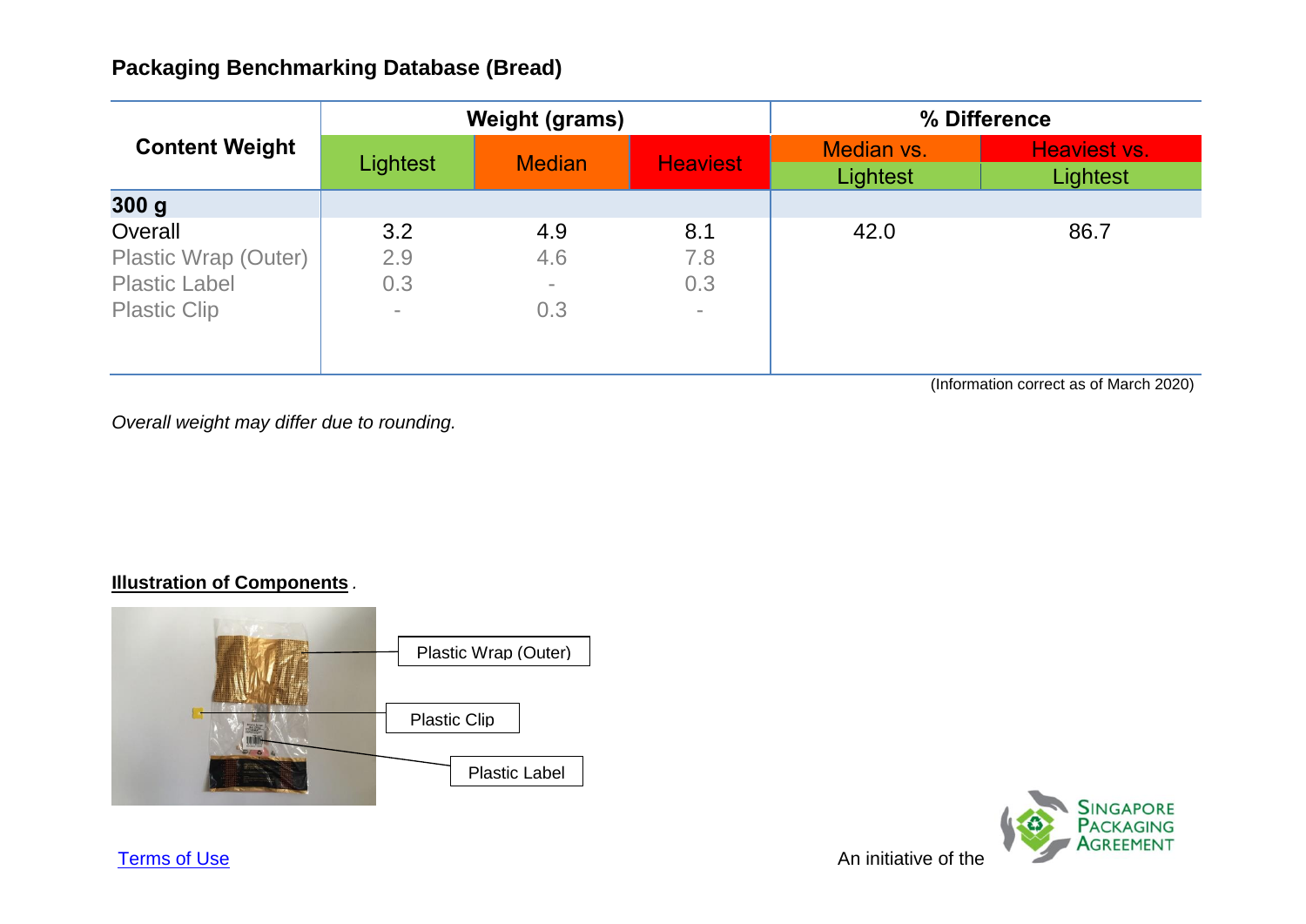## Packaging Benchmarking Database (Bread)

| Content Weight | Weight (grams) | | | % Difference | |
|---|---|---|---|---|---|
| | Lightest | Median | Heaviest | Median vs. Lightest | Heaviest vs. Lightest |
| **300 g** | | | | | |
| Overall | 3.2 | 4.9 | 8.1 | 42.0 | 86.7 |
| Plastic Wrap (Outer) | 2.9 | 4.6 | 7.8 | | |
| Plastic Label | 0.3 | - | 0.3 | | |
| Plastic Clip | - | 0.3 | - | | |

(Information correct as of March 2020)

*Overall weight may differ due to rounding.*

**Illustration of Components**.

Plastic Wrap (Outer)

Plastic Clip

Plastic Label

Terms of Use

An initiative of the Singapore Packaging Agreement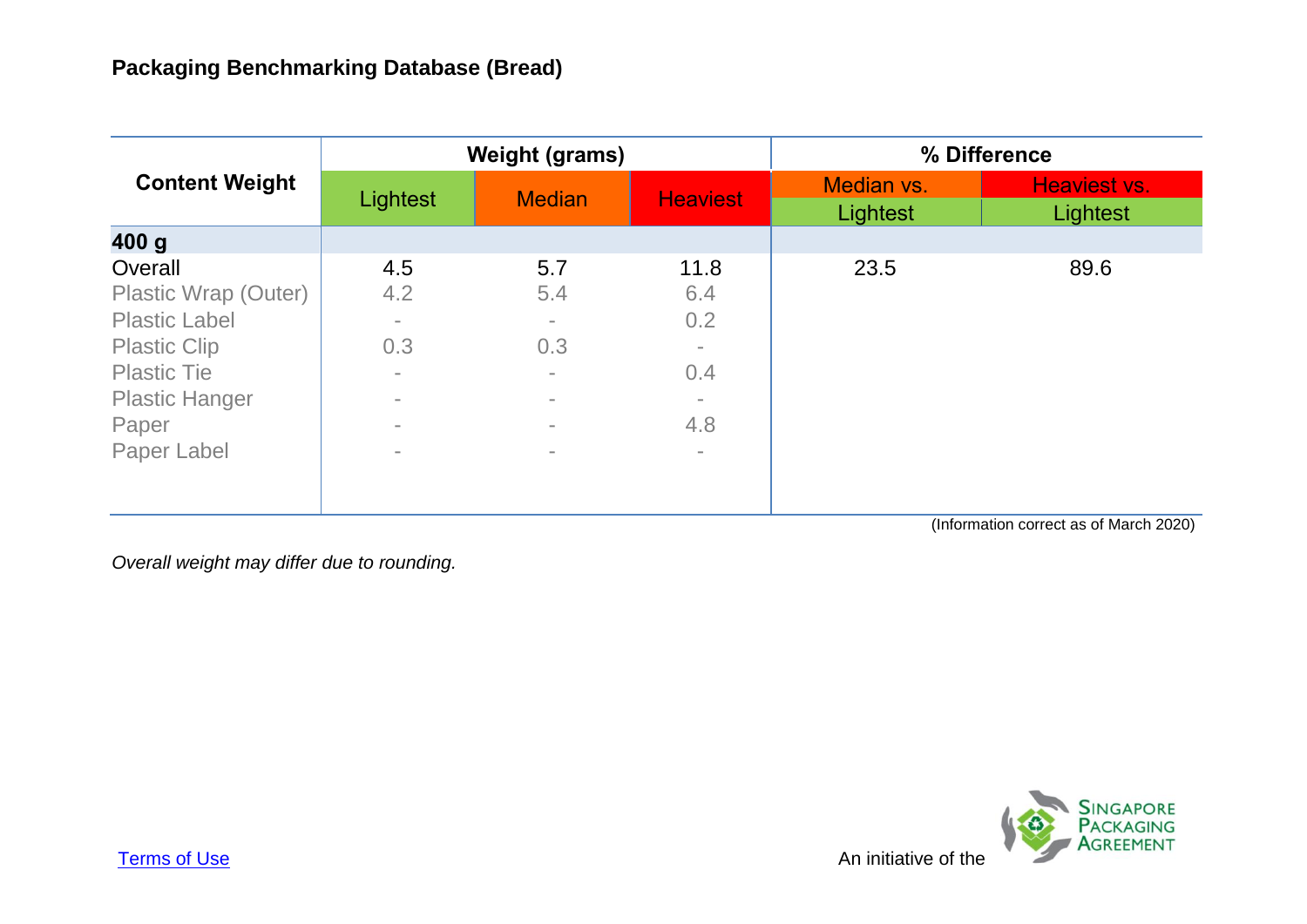**Packaging Benchmarking Database (Bread)**

| Content Weight | Weight (grams) | | | % Difference | |
|---|---|---|---|---|---|
| | Lightest | Median | Heaviest | Median vs. Lightest | Heaviest vs. Lightest |
| **400 g** | | | | | |
| Overall | 4.5 | 5.7 | 11.8 | 23.5 | 89.6 |
| Plastic Wrap (Outer) | 4.2 | 5.4 | 6.4 | | |
| Plastic Label | - | - | 0.2 | | |
| Plastic Clip | 0.3 | 0.3 | - | | |
| Plastic Tie | - | - | 0.4 | | |
| Plastic Hanger | - | - | - | | |
| Paper | - | - | 4.8 | | |
| Paper Label | - | - | - | | |

(Information correct as of March 2020)

*Overall weight may differ due to rounding.*

Terms of Use

An initiative of the Singapore Packaging Agreement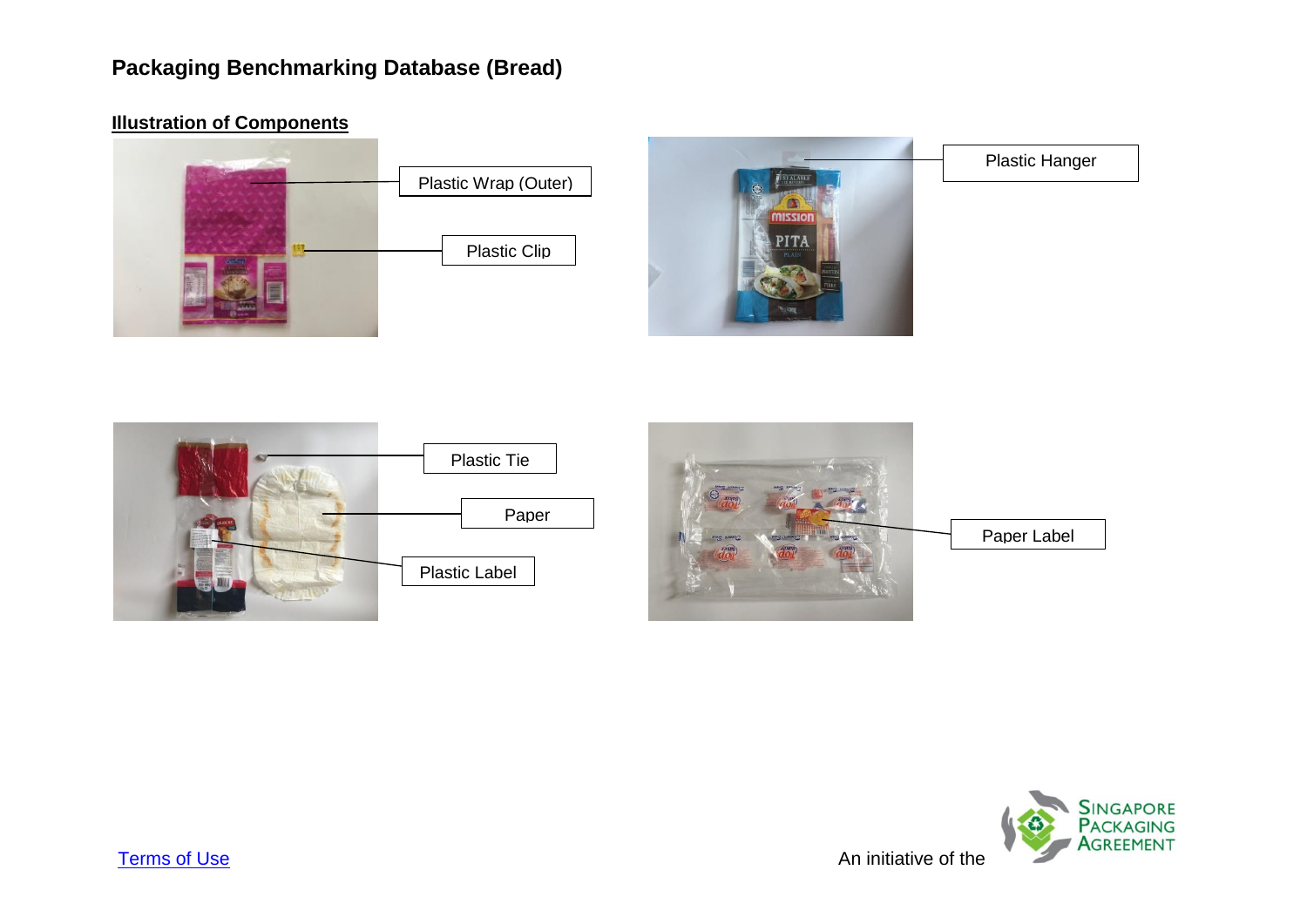# Packaging Benchmarking Database (Bread)

**Illustration of Components**

Plastic Wrap (Outer)

Plastic Clip

Plastic Hanger

Plastic Tie

Paper

Plastic Label

Paper Label

Terms of Use

An initiative of the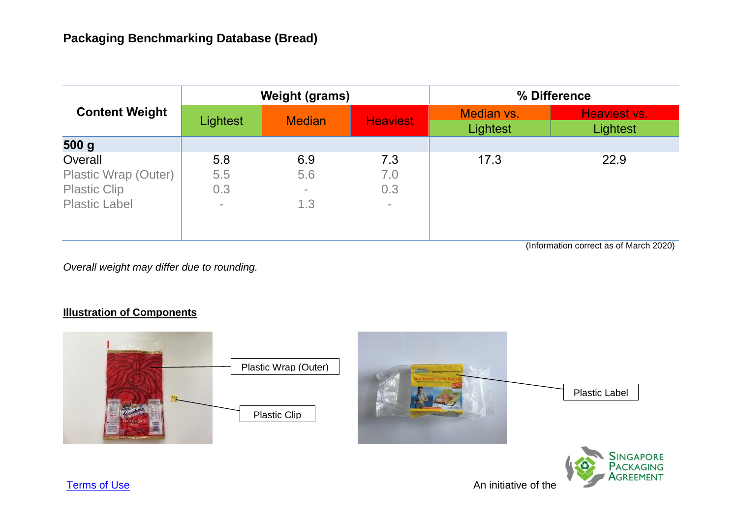## Packaging Benchmarking Database (Bread)

| Content Weight | Weight (grams) | | | % Difference | |
|---|---|---|---|---|---|
| | Lightest | Median | Heaviest | Median vs. Lightest | Heaviest vs. Lightest |
| **500 g** | | | | | |
| Overall | 5.8 | 6.9 | 7.3 | 17.3 | 22.9 |
| Plastic Wrap (Outer) | 5.5 | 5.6 | 7.0 | | |
| Plastic Clip | 0.3 | - | 0.3 | | |
| Plastic Label | - | 1.3 | - | | |

(Information correct as of March 2020)

*Overall weight may differ due to rounding.*

**Illustration of Components**

Plastic Wrap (Outer)

Plastic Clip

Plastic Label

Terms of Use

An initiative of the Singapore Packaging Agreement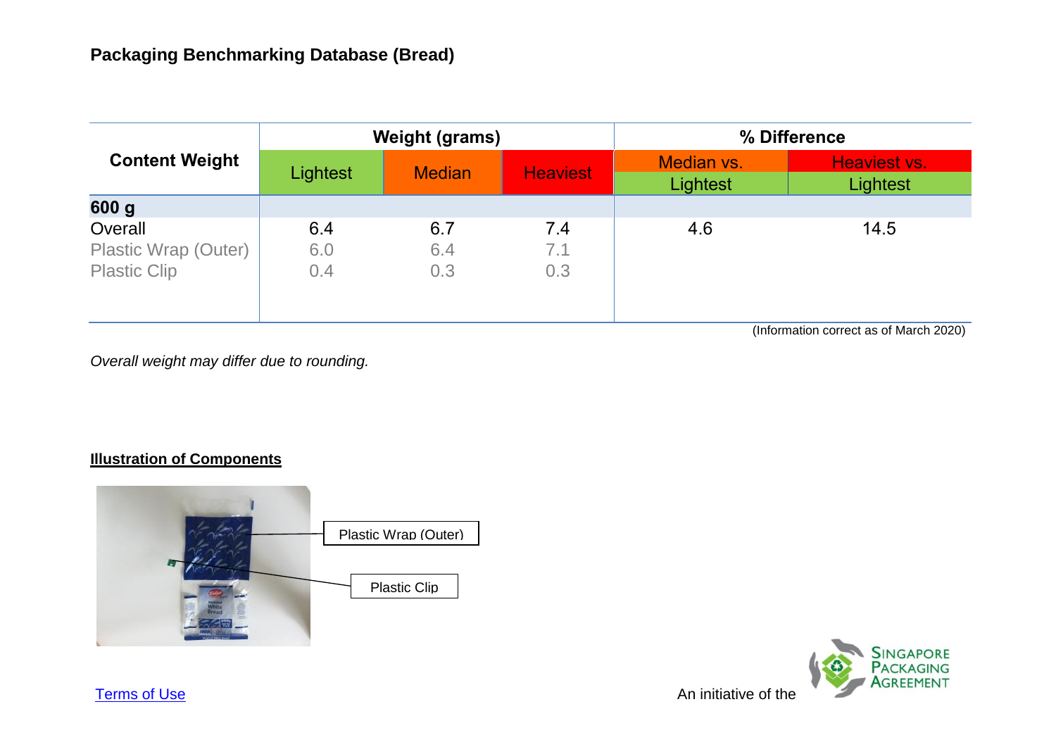## Packaging Benchmarking Database (Bread)

| Content Weight | Weight (grams) | | | % Difference | |
|---|---|---|---|---|---|
| | Lightest | Median | Heaviest | Median vs. Lightest | Heaviest vs. Lightest |
| **600 g** | | | | | |
| Overall | 6.4 | 6.7 | 7.4 | 4.6 | 14.5 |
| Plastic Wrap (Outer) | 6.0 | 6.4 | 7.1 | | |
| Plastic Clip | 0.4 | 0.3 | 0.3 | | |

(Information correct as of March 2020)

*Overall weight may differ due to rounding.*

**<u>Illustration of Components</u>**

Plastic Wrap (Outer)

Plastic Clip

[Terms of Use](#)

An initiative of the Singapore Packaging Agreement